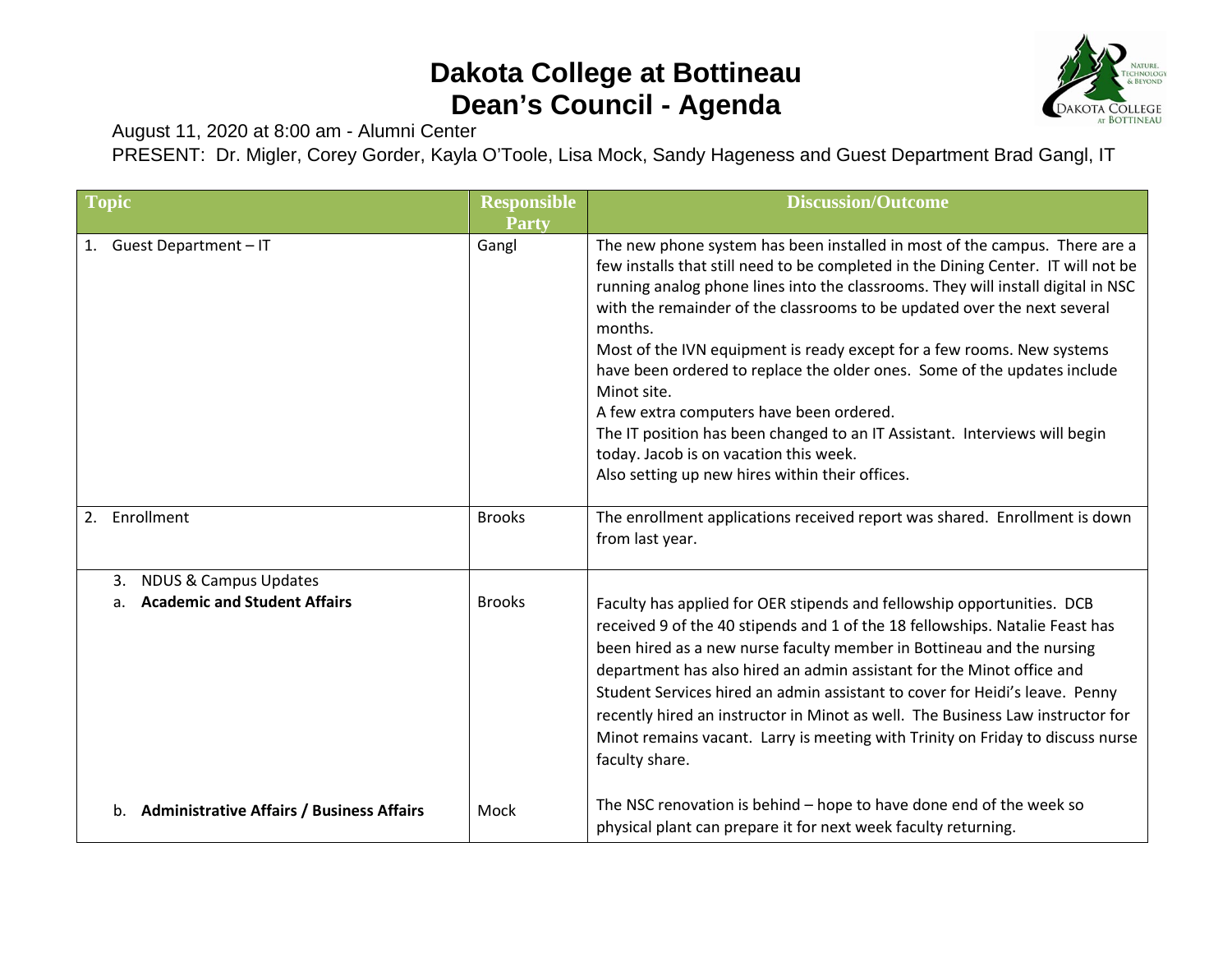# Dakota College at Bottineau
# Dean's Council - Agenda

August 11, 2020 at 8:00 am - Alumni Center

PRESENT: Dr. Migler, Corey Gorder, Kayla O'Toole, Lisa Mock, Sandy Hageness and Guest Department Brad Gangl, IT

| Topic | Responsible Party | Discussion/Outcome |
|---|---|---|
| 1. Guest Department – IT | Gangl | The new phone system has been installed in most of the campus. There are a few installs that still need to be completed in the Dining Center. IT will not be running analog phone lines into the classrooms. They will install digital in NSC with the remainder of the classrooms to be updated over the next several months.<br>Most of the IVN equipment is ready except for a few rooms. New systems have been ordered to replace the older ones. Some of the updates include Minot site.<br>A few extra computers have been ordered.<br>The IT position has been changed to an IT Assistant. Interviews will begin today. Jacob is on vacation this week.<br>Also setting up new hires within their offices. |
| 2. Enrollment | Brooks | The enrollment applications received report was shared. Enrollment is down from last year. |
| 3. NDUS & Campus Updates<br>a. **Academic and Student Affairs** | Brooks | Faculty has applied for OER stipends and fellowship opportunities. DCB received 9 of the 40 stipends and 1 of the 18 fellowships. Natalie Feast has been hired as a new nurse faculty member in Bottineau and the nursing department has also hired an admin assistant for the Minot office and Student Services hired an admin assistant to cover for Heidi's leave. Penny recently hired an instructor in Minot as well. The Business Law instructor for Minot remains vacant. Larry is meeting with Trinity on Friday to discuss nurse faculty share. |
| b. **Administrative Affairs / Business Affairs** | Mock | The NSC renovation is behind – hope to have done end of the week so physical plant can prepare it for next week faculty returning. |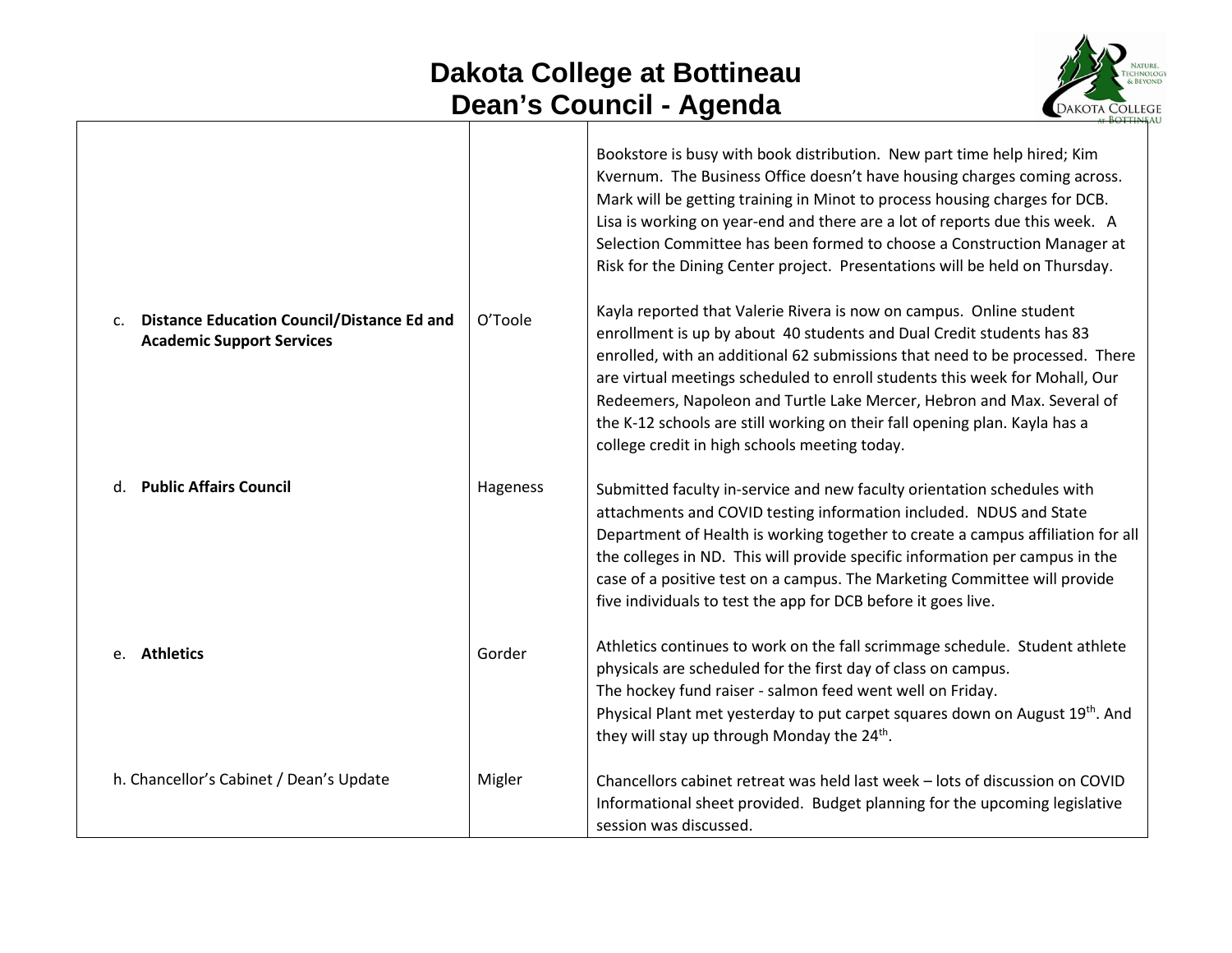# Dakota College at Bottineau
## Dean's Council - Agenda

| | | |
|---|---|---|
| | | Bookstore is busy with book distribution. New part time help hired; Kim Kvernum. The Business Office doesn't have housing charges coming across. Mark will be getting training in Minot to process housing charges for DCB. Lisa is working on year-end and there are a lot of reports due this week. A Selection Committee has been formed to choose a Construction Manager at Risk for the Dining Center project. Presentations will be held on Thursday. |
| c. **Distance Education Council/Distance Ed and Academic Support Services** | O'Toole | Kayla reported that Valerie Rivera is now on campus. Online student enrollment is up by about 40 students and Dual Credit students has 83 enrolled, with an additional 62 submissions that need to be processed. There are virtual meetings scheduled to enroll students this week for Mohall, Our Redeemers, Napoleon and Turtle Lake Mercer, Hebron and Max. Several of the K-12 schools are still working on their fall opening plan. Kayla has a college credit in high schools meeting today. |
| d. **Public Affairs Council** | Hageness | Submitted faculty in-service and new faculty orientation schedules with attachments and COVID testing information included. NDUS and State Department of Health is working together to create a campus affiliation for all the colleges in ND. This will provide specific information per campus in the case of a positive test on a campus. The Marketing Committee will provide five individuals to test the app for DCB before it goes live. |
| e. **Athletics** | Gorder | Athletics continues to work on the fall scrimmage schedule. Student athlete physicals are scheduled for the first day of class on campus. The hockey fund raiser - salmon feed went well on Friday. Physical Plant met yesterday to put carpet squares down on August 19th. And they will stay up through Monday the 24th. |
| h. Chancellor's Cabinet / Dean's Update | Migler | Chancellors cabinet retreat was held last week – lots of discussion on COVID Informational sheet provided. Budget planning for the upcoming legislative session was discussed. |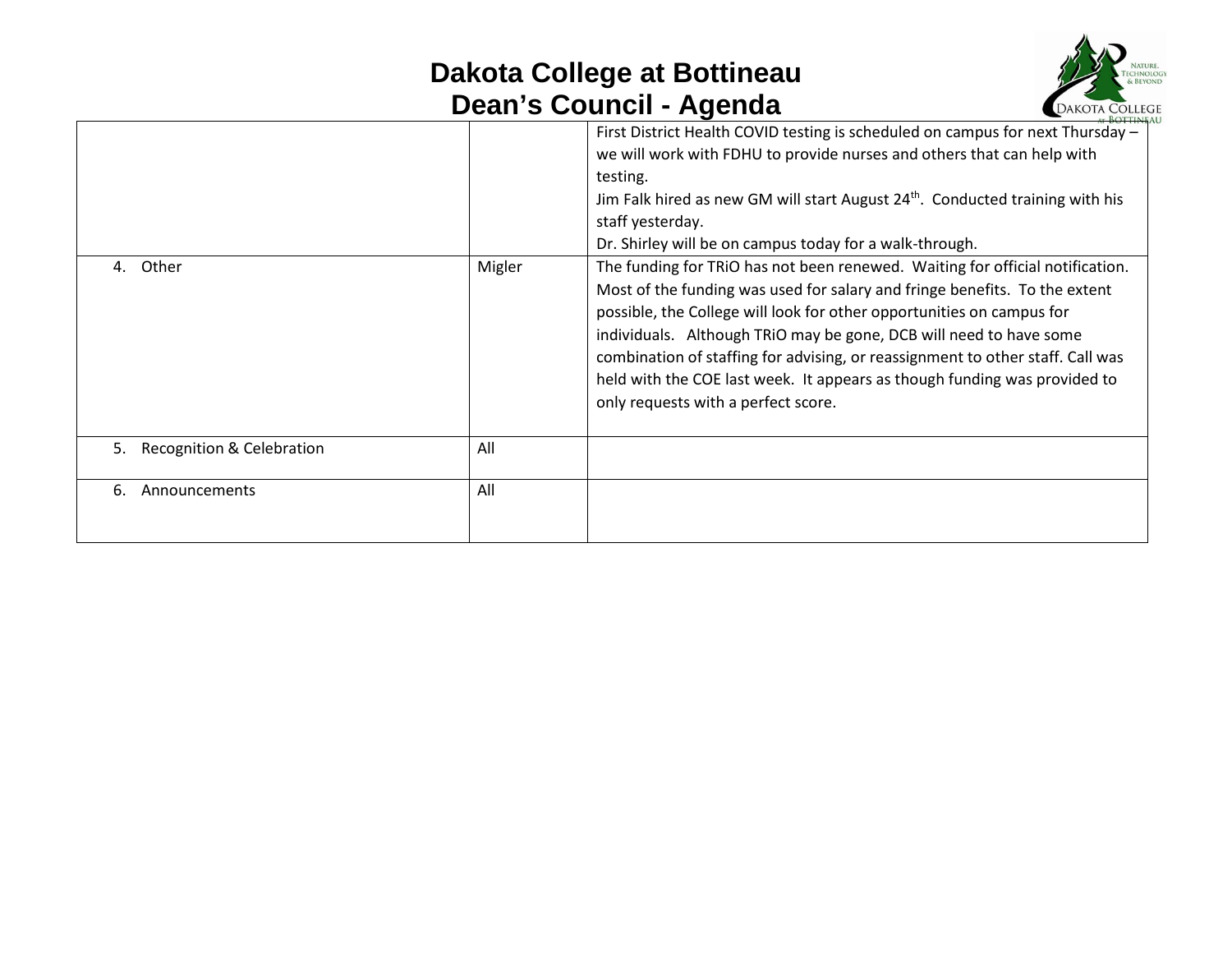# Dakota College at Bottineau
# Dean's Council - Agenda

| | | |
|---|---|---|
| | | First District Health COVID testing is scheduled on campus for next Thursday – we will work with FDHU to provide nurses and others that can help with testing.<br>Jim Falk hired as new GM will start August 24th. Conducted training with his staff yesterday.<br>Dr. Shirley will be on campus today for a walk-through. |
| 4. Other | Migler | The funding for TRiO has not been renewed. Waiting for official notification. Most of the funding was used for salary and fringe benefits. To the extent possible, the College will look for other opportunities on campus for individuals. Although TRiO may be gone, DCB will need to have some combination of staffing for advising, or reassignment to other staff. Call was held with the COE last week. It appears as though funding was provided to only requests with a perfect score. |
| 5. Recognition & Celebration | All | |
| 6. Announcements | All | |